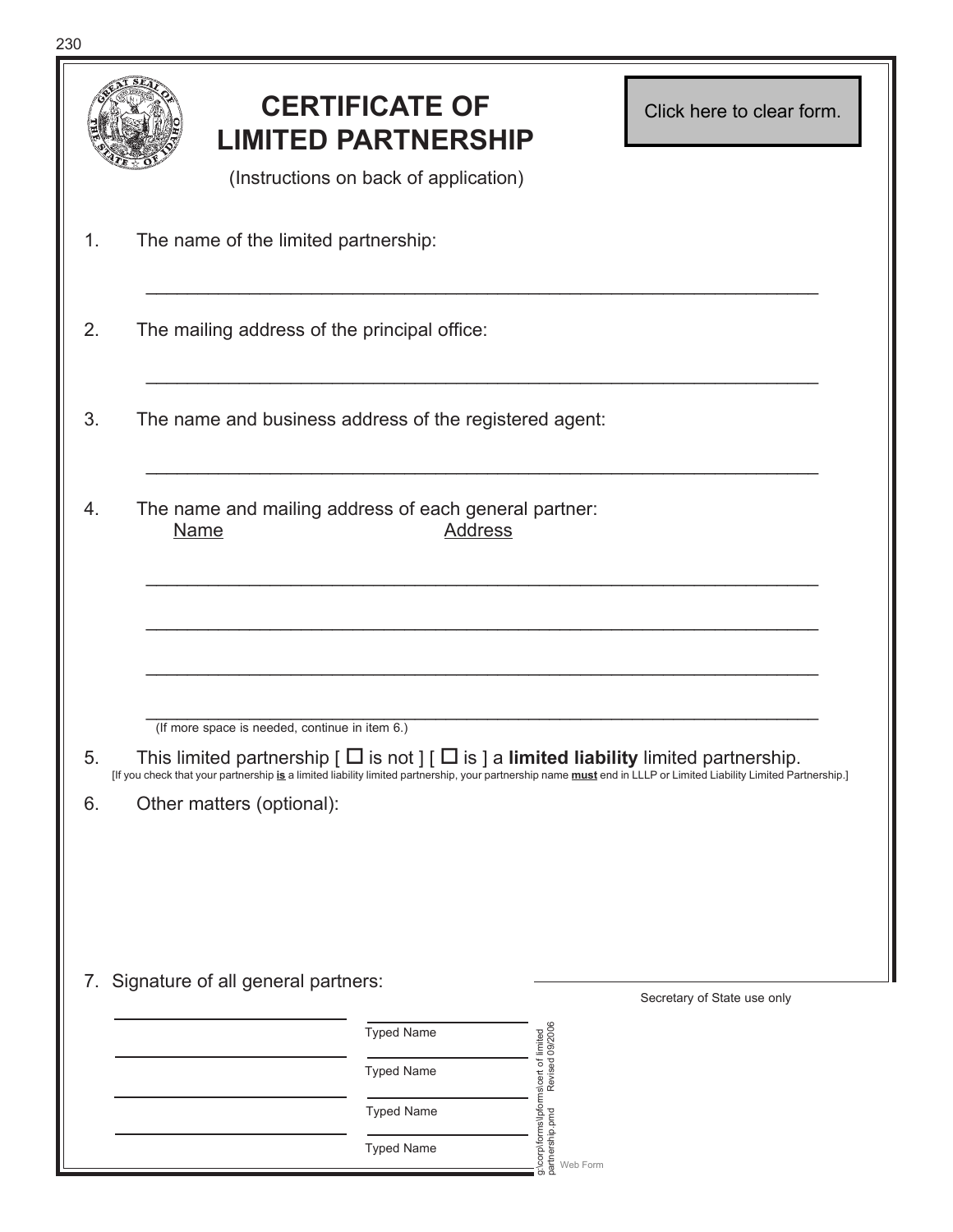# CERTIFICATE OF LIMITED PARTNERSHIP

Click here to clear form.

(Instructions on back of application)

1. The name of the limited partnership:

_______________________________________________________________

2. The mailing address of the principal office:

_______________________________________________________________

3. The name and business address of the registered agent:

_______________________________________________________________

4. The name and mailing address of each general partner:

   Name                                        Address

_______________________________________________________________

_______________________________________________________________

_______________________________________________________________

_______________________________________________________________

(If more space is needed, continue in item 6.)

5. This limited partnership [ ☐ is not ] [ ☐ is ] a **limited liability** limited partnership.

[If you check that your partnership **is** a limited liability limited partnership, your partnership name **must** end in LLLP or Limited Liability Limited Partnership.]

6. Other matters (optional):

7. Signature of all general partners:

| Signature | Typed Name |
|---|---|
| ____________________ | Typed Name |
| ____________________ | Typed Name |
| ____________________ | Typed Name |
| ____________________ | Typed Name |

Secretary of State use only

g:\corp\forms\lpforms\cert of limited partnership.pmd Revised 09/2006

Web Form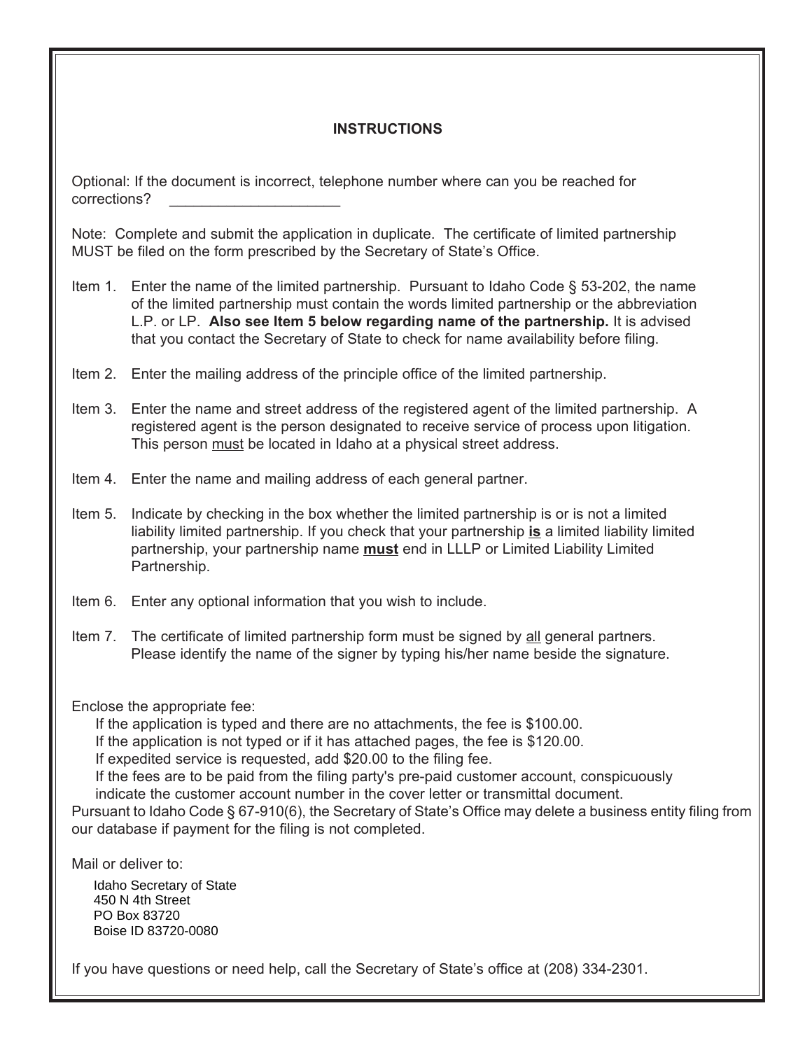## INSTRUCTIONS

Optional: If the document is incorrect, telephone number where can you be reached for corrections? ____________________

Note: Complete and submit the application in duplicate. The certificate of limited partnership MUST be filed on the form prescribed by the Secretary of State's Office.

Item 1. Enter the name of the limited partnership. Pursuant to Idaho Code § 53-202, the name of the limited partnership must contain the words limited partnership or the abbreviation L.P. or LP. **Also see Item 5 below regarding name of the partnership.** It is advised that you contact the Secretary of State to check for name availability before filing.

Item 2. Enter the mailing address of the principle office of the limited partnership.

Item 3. Enter the name and street address of the registered agent of the limited partnership. A registered agent is the person designated to receive service of process upon litigation. This person <u>must</u> be located in Idaho at a physical street address.

Item 4. Enter the name and mailing address of each general partner.

Item 5. Indicate by checking in the box whether the limited partnership is or is not a limited liability limited partnership. If you check that your partnership <u>**is**</u> a limited liability limited partnership, your partnership name <u>**must**</u> end in LLLP or Limited Liability Limited Partnership.

Item 6. Enter any optional information that you wish to include.

Item 7. The certificate of limited partnership form must be signed by <u>all</u> general partners. Please identify the name of the signer by typing his/her name beside the signature.

Enclose the appropriate fee:

If the application is typed and there are no attachments, the fee is $100.00.
If the application is not typed or if it has attached pages, the fee is $120.00.
If expedited service is requested, add $20.00 to the filing fee.
If the fees are to be paid from the filing party's pre-paid customer account, conspicuously indicate the customer account number in the cover letter or transmittal document.

Pursuant to Idaho Code § 67-910(6), the Secretary of State's Office may delete a business entity filing from our database if payment for the filing is not completed.

Mail or deliver to:

Idaho Secretary of State
450 N 4th Street
PO Box 83720
Boise ID 83720-0080

If you have questions or need help, call the Secretary of State's office at (208) 334-2301.